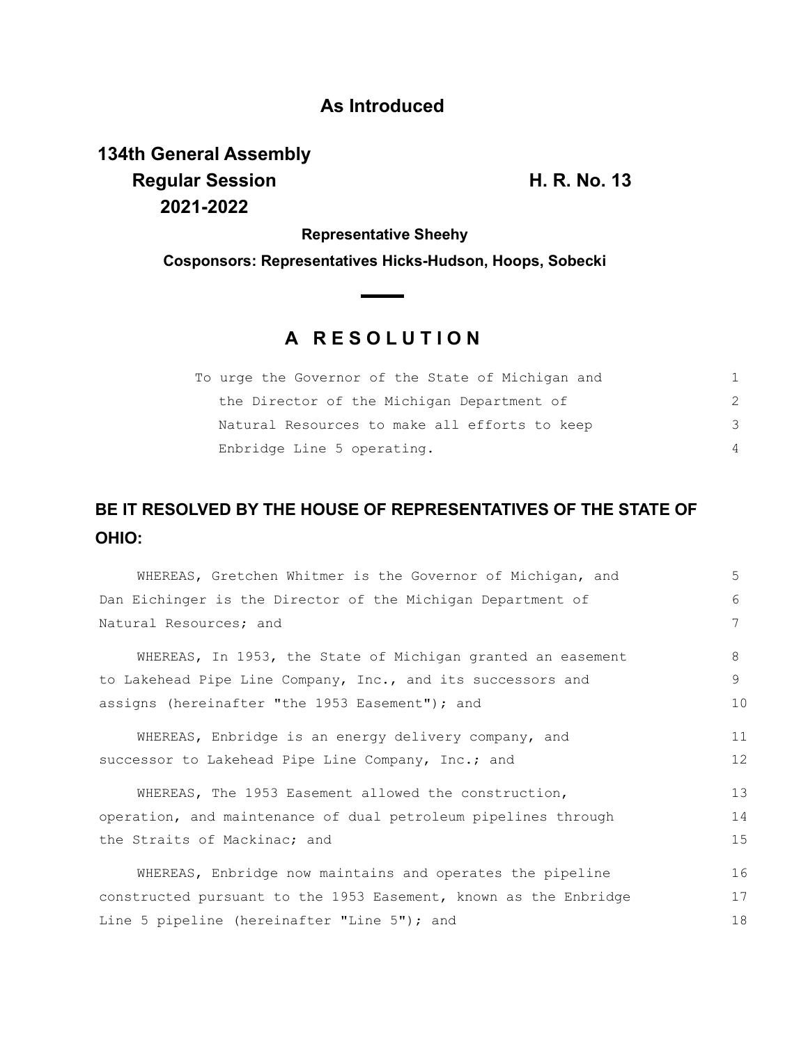**As Introduced**

**134th General Assembly**
**Regular Session** **H. R. No. 13**
**2021-2022**

**Representative Sheehy**

**Cosponsors: Representatives Hicks-Hudson, Hoops, Sobecki**

## A RESOLUTION

To urge the Governor of the State of Michigan and the Director of the Michigan Department of Natural Resources to make all efforts to keep Enbridge Line 5 operating.

**BE IT RESOLVED BY THE HOUSE OF REPRESENTATIVES OF THE STATE OF OHIO:**

WHEREAS, Gretchen Whitmer is the Governor of Michigan, and Dan Eichinger is the Director of the Michigan Department of Natural Resources; and

WHEREAS, In 1953, the State of Michigan granted an easement to Lakehead Pipe Line Company, Inc., and its successors and assigns (hereinafter "the 1953 Easement"); and

WHEREAS, Enbridge is an energy delivery company, and successor to Lakehead Pipe Line Company, Inc.; and

WHEREAS, The 1953 Easement allowed the construction, operation, and maintenance of dual petroleum pipelines through the Straits of Mackinac; and

WHEREAS, Enbridge now maintains and operates the pipeline constructed pursuant to the 1953 Easement, known as the Enbridge Line 5 pipeline (hereinafter "Line 5"); and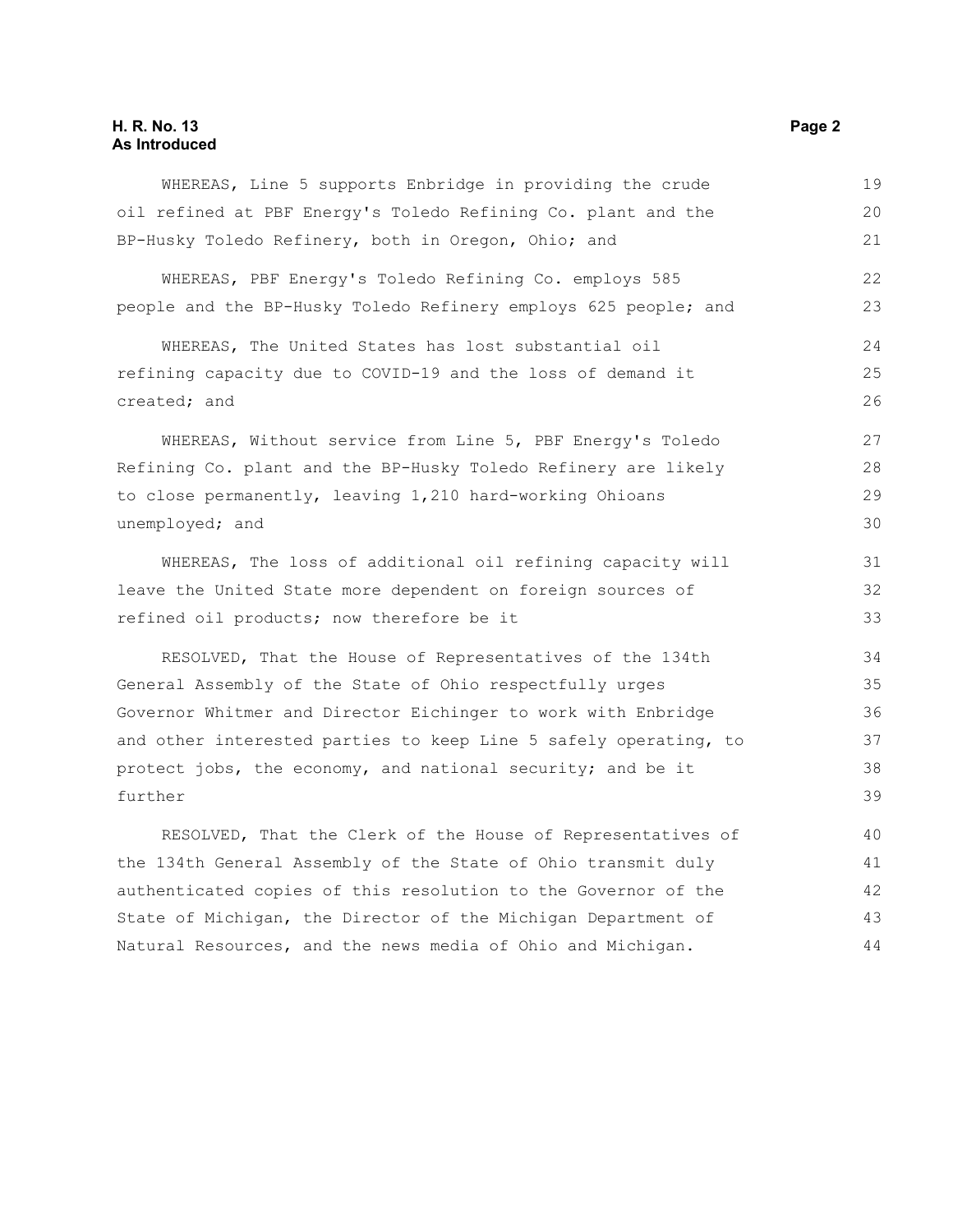WHEREAS, Line 5 supports Enbridge in providing the crude oil refined at PBF Energy's Toledo Refining Co. plant and the BP-Husky Toledo Refinery, both in Oregon, Ohio; and

WHEREAS, PBF Energy's Toledo Refining Co. employs 585 people and the BP-Husky Toledo Refinery employs 625 people; and

WHEREAS, The United States has lost substantial oil refining capacity due to COVID-19 and the loss of demand it created; and

WHEREAS, Without service from Line 5, PBF Energy's Toledo Refining Co. plant and the BP-Husky Toledo Refinery are likely to close permanently, leaving 1,210 hard-working Ohioans unemployed; and

WHEREAS, The loss of additional oil refining capacity will leave the United State more dependent on foreign sources of refined oil products; now therefore be it

RESOLVED, That the House of Representatives of the 134th General Assembly of the State of Ohio respectfully urges Governor Whitmer and Director Eichinger to work with Enbridge and other interested parties to keep Line 5 safely operating, to protect jobs, the economy, and national security; and be it further

RESOLVED, That the Clerk of the House of Representatives of the 134th General Assembly of the State of Ohio transmit duly authenticated copies of this resolution to the Governor of the State of Michigan, the Director of the Michigan Department of Natural Resources, and the news media of Ohio and Michigan.